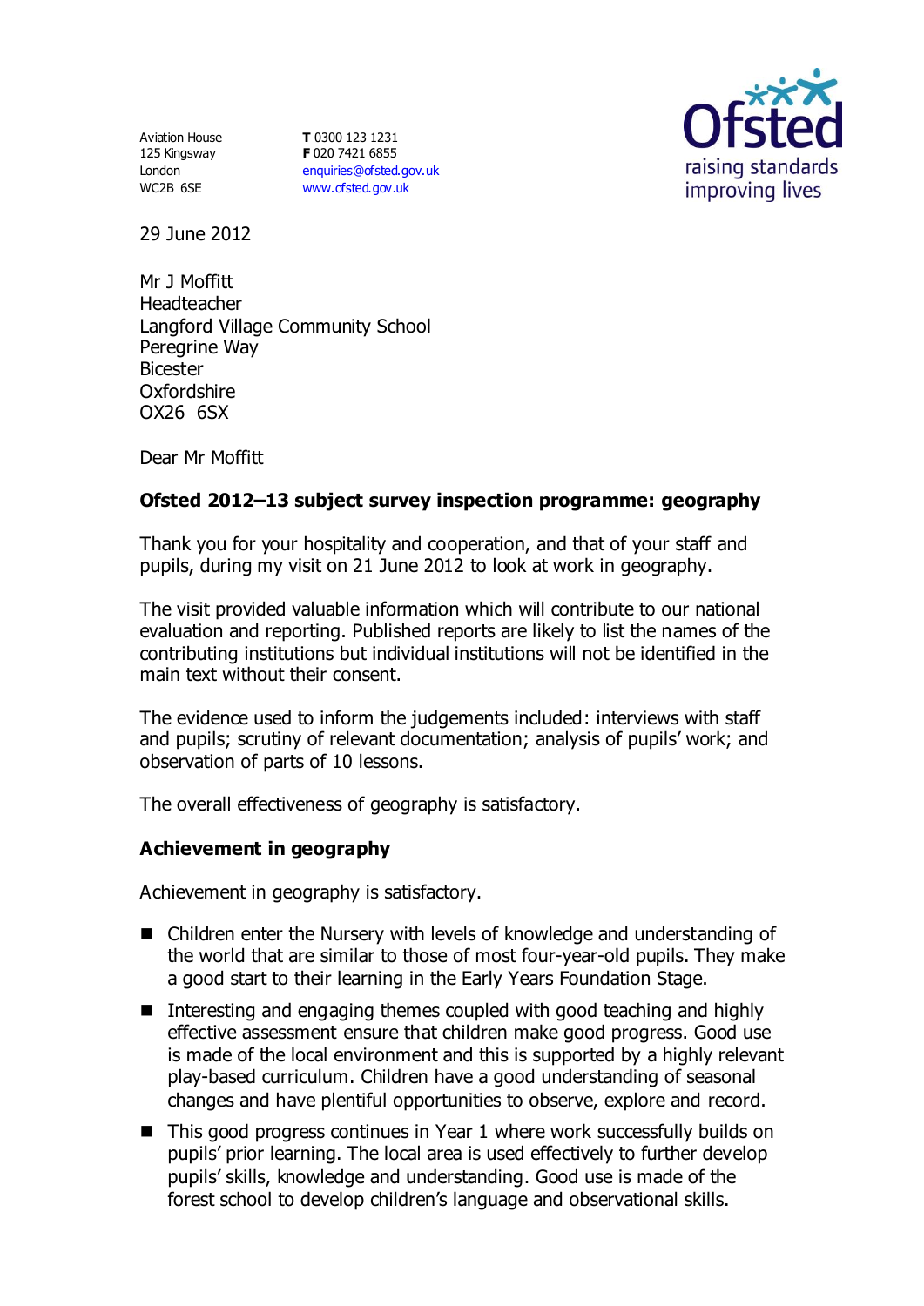Aviation House
125 Kingsway
London
WC2B 6SE

**T** 0300 123 1231
**F** 020 7421 6855
enquiries@ofsted.gov.uk
www.ofsted.gov.uk

29 June 2012

Mr J Moffitt
Headteacher
Langford Village Community School
Peregrine Way
Bicester
Oxfordshire
OX26 6SX

Dear Mr Moffitt

**Ofsted 2012–13 subject survey inspection programme: geography**

Thank you for your hospitality and cooperation, and that of your staff and pupils, during my visit on 21 June 2012 to look at work in geography.

The visit provided valuable information which will contribute to our national evaluation and reporting. Published reports are likely to list the names of the contributing institutions but individual institutions will not be identified in the main text without their consent.

The evidence used to inform the judgements included: interviews with staff and pupils; scrutiny of relevant documentation; analysis of pupils' work; and observation of parts of 10 lessons.

The overall effectiveness of geography is satisfactory.

## Achievement in geography

Achievement in geography is satisfactory.

- Children enter the Nursery with levels of knowledge and understanding of the world that are similar to those of most four-year-old pupils. They make a good start to their learning in the Early Years Foundation Stage.
- Interesting and engaging themes coupled with good teaching and highly effective assessment ensure that children make good progress. Good use is made of the local environment and this is supported by a highly relevant play-based curriculum. Children have a good understanding of seasonal changes and have plentiful opportunities to observe, explore and record.
- This good progress continues in Year 1 where work successfully builds on pupils' prior learning. The local area is used effectively to further develop pupils' skills, knowledge and understanding. Good use is made of the forest school to develop children's language and observational skills.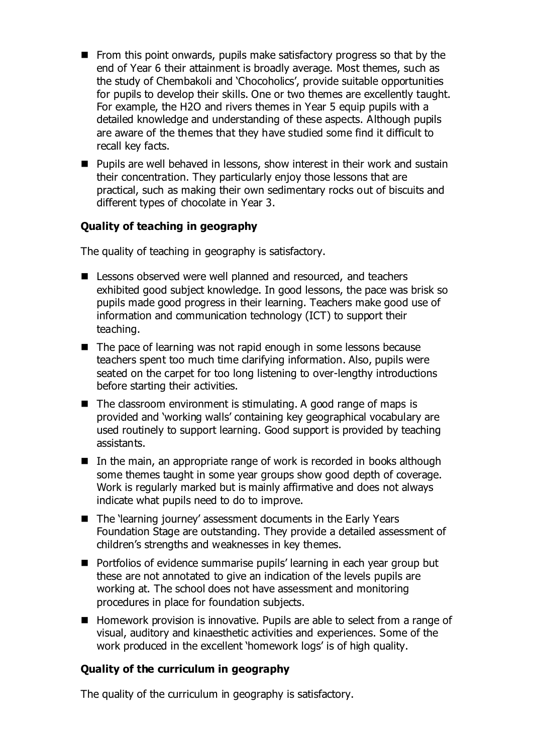- From this point onwards, pupils make satisfactory progress so that by the end of Year 6 their attainment is broadly average. Most themes, such as the study of Chembakoli and 'Chocoholics', provide suitable opportunities for pupils to develop their skills. One or two themes are excellently taught. For example, the H2O and rivers themes in Year 5 equip pupils with a detailed knowledge and understanding of these aspects. Although pupils are aware of the themes that they have studied some find it difficult to recall key facts.
- Pupils are well behaved in lessons, show interest in their work and sustain their concentration. They particularly enjoy those lessons that are practical, such as making their own sedimentary rocks out of biscuits and different types of chocolate in Year 3.

### Quality of teaching in geography

The quality of teaching in geography is satisfactory.

- Lessons observed were well planned and resourced, and teachers exhibited good subject knowledge. In good lessons, the pace was brisk so pupils made good progress in their learning. Teachers make good use of information and communication technology (ICT) to support their teaching.
- The pace of learning was not rapid enough in some lessons because teachers spent too much time clarifying information. Also, pupils were seated on the carpet for too long listening to over-lengthy introductions before starting their activities.
- The classroom environment is stimulating. A good range of maps is provided and 'working walls' containing key geographical vocabulary are used routinely to support learning. Good support is provided by teaching assistants.
- In the main, an appropriate range of work is recorded in books although some themes taught in some year groups show good depth of coverage. Work is regularly marked but is mainly affirmative and does not always indicate what pupils need to do to improve.
- The 'learning journey' assessment documents in the Early Years Foundation Stage are outstanding. They provide a detailed assessment of children's strengths and weaknesses in key themes.
- Portfolios of evidence summarise pupils' learning in each year group but these are not annotated to give an indication of the levels pupils are working at. The school does not have assessment and monitoring procedures in place for foundation subjects.
- Homework provision is innovative. Pupils are able to select from a range of visual, auditory and kinaesthetic activities and experiences. Some of the work produced in the excellent 'homework logs' is of high quality.

### Quality of the curriculum in geography

The quality of the curriculum in geography is satisfactory.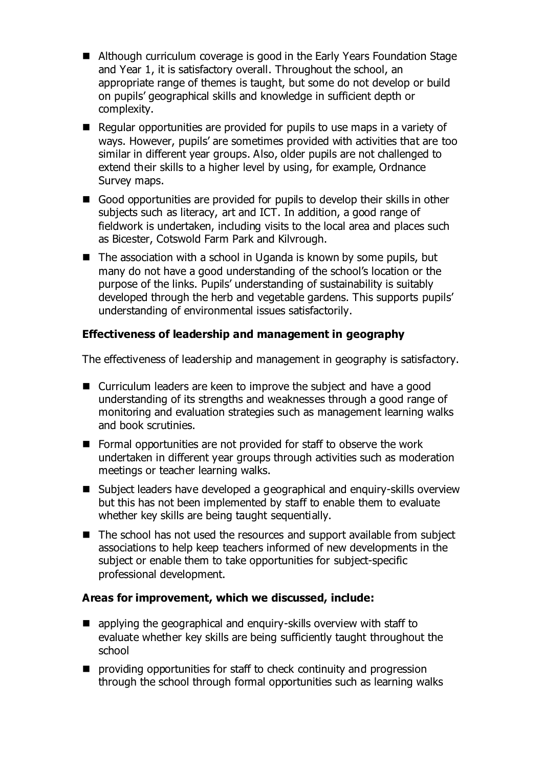- Although curriculum coverage is good in the Early Years Foundation Stage and Year 1, it is satisfactory overall. Throughout the school, an appropriate range of themes is taught, but some do not develop or build on pupils' geographical skills and knowledge in sufficient depth or complexity.
- Regular opportunities are provided for pupils to use maps in a variety of ways. However, pupils' are sometimes provided with activities that are too similar in different year groups. Also, older pupils are not challenged to extend their skills to a higher level by using, for example, Ordnance Survey maps.
- Good opportunities are provided for pupils to develop their skills in other subjects such as literacy, art and ICT. In addition, a good range of fieldwork is undertaken, including visits to the local area and places such as Bicester, Cotswold Farm Park and Kilvrough.
- The association with a school in Uganda is known by some pupils, but many do not have a good understanding of the school's location or the purpose of the links. Pupils' understanding of sustainability is suitably developed through the herb and vegetable gardens. This supports pupils' understanding of environmental issues satisfactorily.

**Effectiveness of leadership and management in geography**

The effectiveness of leadership and management in geography is satisfactory.

- Curriculum leaders are keen to improve the subject and have a good understanding of its strengths and weaknesses through a good range of monitoring and evaluation strategies such as management learning walks and book scrutinies.
- Formal opportunities are not provided for staff to observe the work undertaken in different year groups through activities such as moderation meetings or teacher learning walks.
- Subject leaders have developed a geographical and enquiry-skills overview but this has not been implemented by staff to enable them to evaluate whether key skills are being taught sequentially.
- The school has not used the resources and support available from subject associations to help keep teachers informed of new developments in the subject or enable them to take opportunities for subject-specific professional development.

**Areas for improvement, which we discussed, include:**

- applying the geographical and enquiry-skills overview with staff to evaluate whether key skills are being sufficiently taught throughout the school
- providing opportunities for staff to check continuity and progression through the school through formal opportunities such as learning walks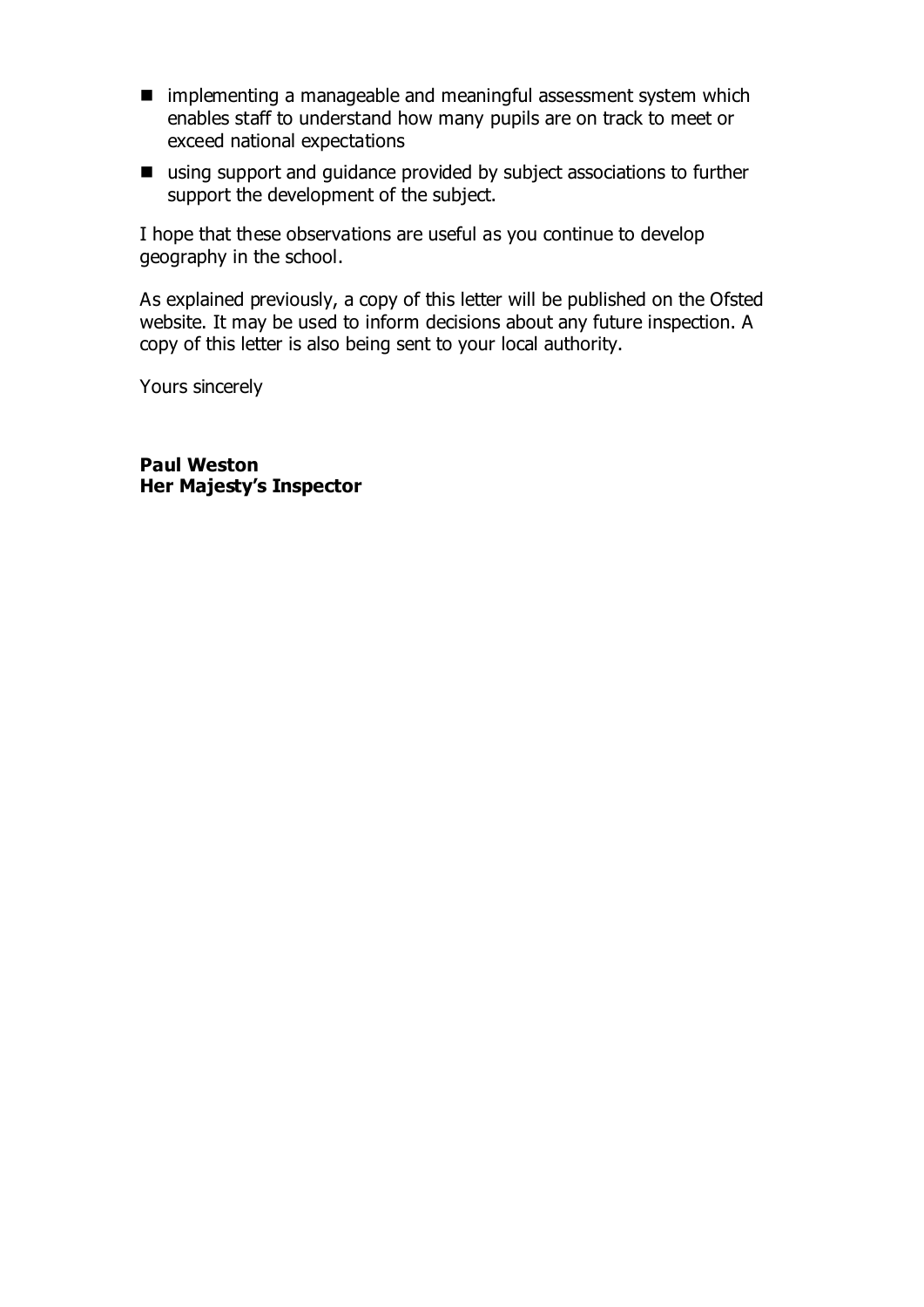- implementing a manageable and meaningful assessment system which enables staff to understand how many pupils are on track to meet or exceed national expectations
- using support and guidance provided by subject associations to further support the development of the subject.

I hope that these observations are useful as you continue to develop geography in the school.

As explained previously, a copy of this letter will be published on the Ofsted website. It may be used to inform decisions about any future inspection. A copy of this letter is also being sent to your local authority.

Yours sincerely

**Paul Weston**
**Her Majesty's Inspector**